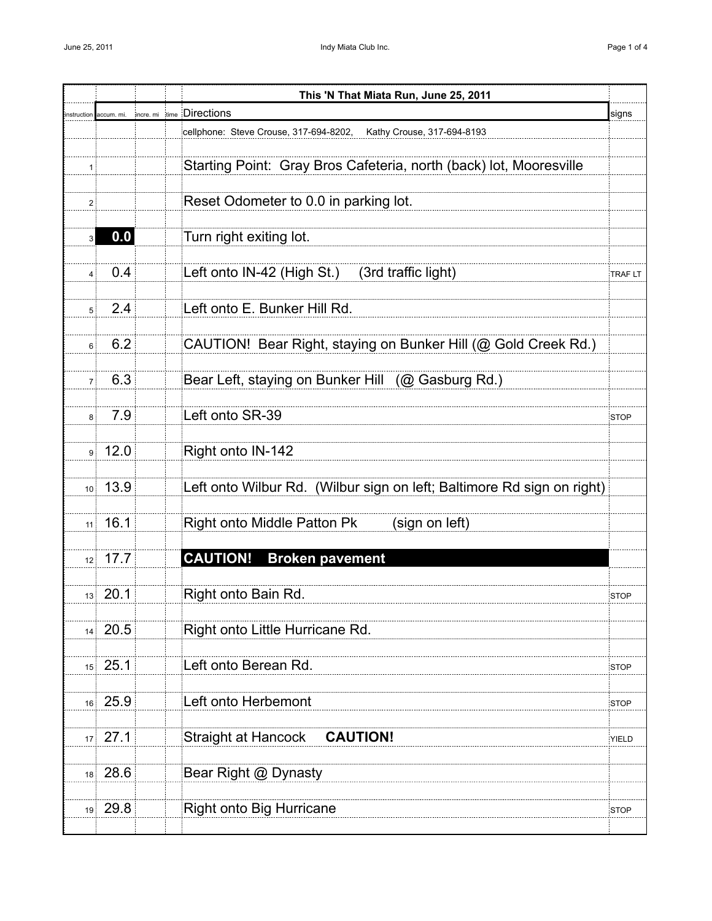## This 'N That Miata Run, June 25, 2011

cellphone: Steve Crouse, 317-694-8202, Kathy Crouse, 317-694-8193

| instruction | accum. mi. | incre. mi | time | Directions | signs |
|---|---|---|---|---|---|
| 1 | | | | Starting Point: Gray Bros Cafeteria, north (back) lot, Mooresville | |
| 2 | | | | Reset Odometer to 0.0 in parking lot. | |
| 3 | **0.0** | | | Turn right exiting lot. | |
| 4 | 0.4 | | | Left onto IN-42 (High St.) (3rd traffic light) | TRAF LT |
| 5 | 2.4 | | | Left onto E. Bunker Hill Rd. | |
| 6 | 6.2 | | | CAUTION! Bear Right, staying on Bunker Hill (@ Gold Creek Rd.) | |
| 7 | 6.3 | | | Bear Left, staying on Bunker Hill (@ Gasburg Rd.) | |
| 8 | 7.9 | | | Left onto SR-39 | STOP |
| 9 | 12.0 | | | Right onto IN-142 | |
| 10 | 13.9 | | | Left onto Wilbur Rd. (Wilbur sign on left; Baltimore Rd sign on right) | |
| 11 | 16.1 | | | Right onto Middle Patton Pk (sign on left) | |
| 12 | 17.7 | | | **CAUTION! Broken pavement** | |
| 13 | 20.1 | | | Right onto Bain Rd. | STOP |
| 14 | 20.5 | | | Right onto Little Hurricane Rd. | |
| 15 | 25.1 | | | Left onto Berean Rd. | STOP |
| 16 | 25.9 | | | Left onto Herbemont | STOP |
| 17 | 27.1 | | | Straight at Hancock **CAUTION!** | YIELD |
| 18 | 28.6 | | | Bear Right @ Dynasty | |
| 19 | 29.8 | | | Right onto Big Hurricane | STOP |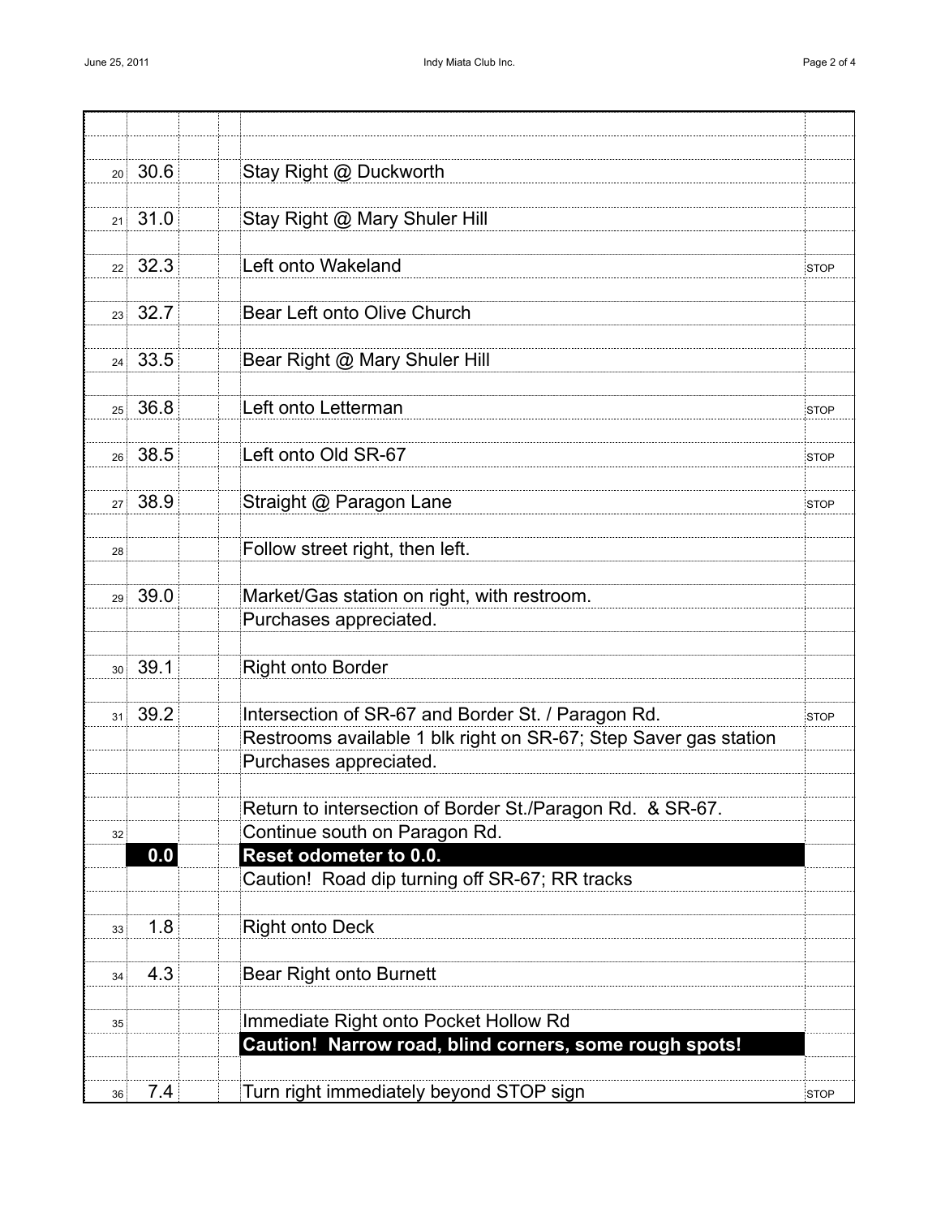| # | Mileage | | | Directions | |
|---|---|---|---|---|---|
| 20 | 30.6 | | | Stay Right @ Duckworth | |
| 21 | 31.0 | | | Stay Right @ Mary Shuler Hill | |
| 22 | 32.3 | | | Left onto Wakeland | STOP |
| 23 | 32.7 | | | Bear Left onto Olive Church | |
| 24 | 33.5 | | | Bear Right @ Mary Shuler Hill | |
| 25 | 36.8 | | | Left onto Letterman | STOP |
| 26 | 38.5 | | | Left onto Old SR-67 | STOP |
| 27 | 38.9 | | | Straight @ Paragon Lane | STOP |
| 28 | | | | Follow street right, then left. | |
| 29 | 39.0 | | | Market/Gas station on right, with restroom. | |
| | | | | Purchases appreciated. | |
| 30 | 39.1 | | | Right onto Border | |
| 31 | 39.2 | | | Intersection of SR-67 and Border St. / Paragon Rd. | STOP |
| | | | | Restrooms available 1 blk right on SR-67; Step Saver gas station | |
| | | | | Purchases appreciated. | |
| | | | | Return to intersection of Border St./Paragon Rd. & SR-67. | |
| 32 | | | | Continue south on Paragon Rd. | |
| | **0.0** | | | **Reset odometer to 0.0.** | |
| | | | | Caution! Road dip turning off SR-67; RR tracks | |
| 33 | 1.8 | | | Right onto Deck | |
| 34 | 4.3 | | | Bear Right onto Burnett | |
| 35 | | | | Immediate Right onto Pocket Hollow Rd | |
| | | | | **Caution! Narrow road, blind corners, some rough spots!** | |
| 36 | 7.4 | | | Turn right immediately beyond STOP sign | STOP |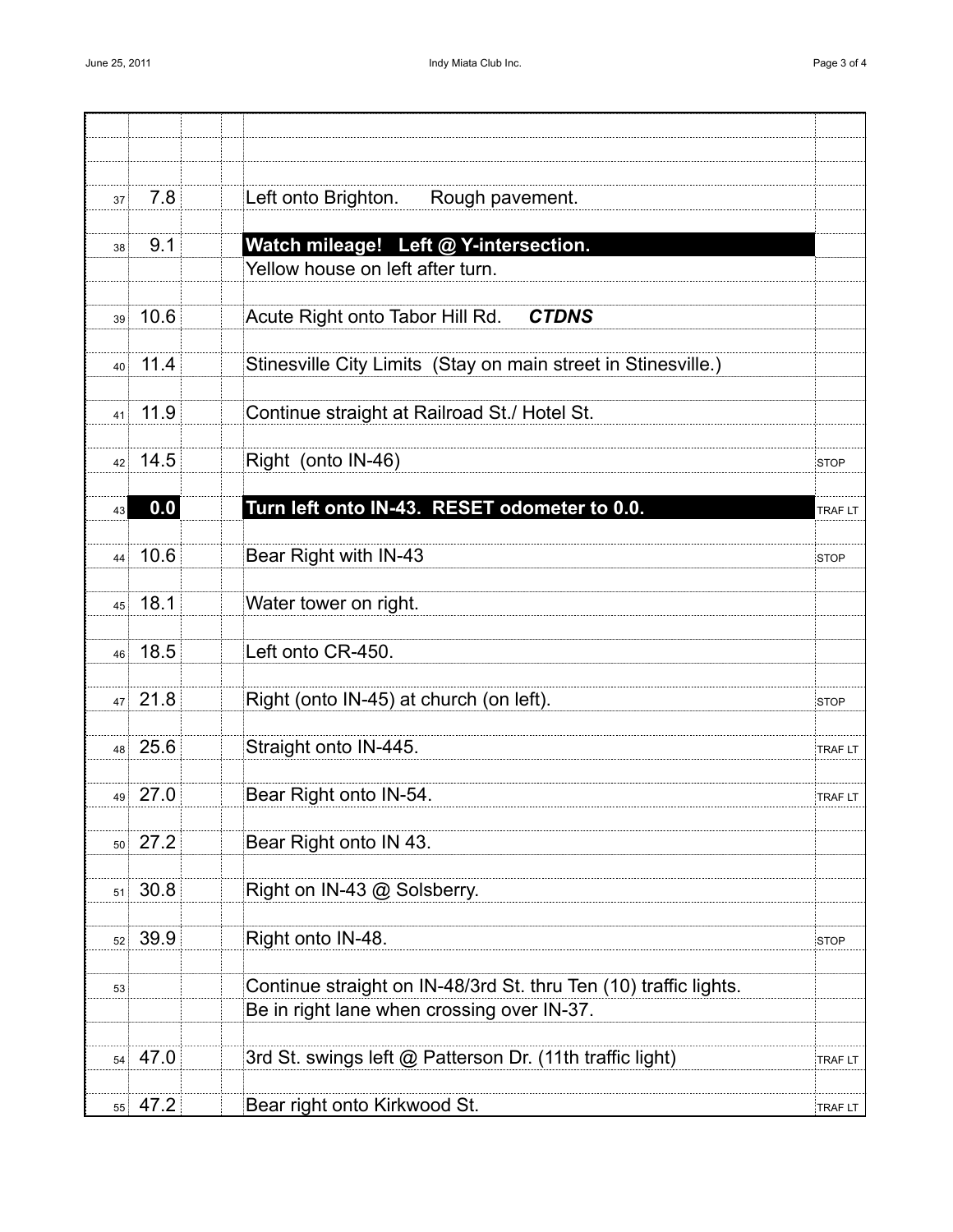| # | Mileage | | | Instruction | Control |
|---|---|---|---|---|---|
| 37 | 7.8 | | | Left onto Brighton. Rough pavement. | |
| 38 | 9.1 | | | **Watch mileage! Left @ Y-intersection.** | |
| | | | | Yellow house on left after turn. | |
| 39 | 10.6 | | | Acute Right onto Tabor Hill Rd. ***CTDNS*** | |
| 40 | 11.4 | | | Stinesville City Limits (Stay on main street in Stinesville.) | |
| 41 | 11.9 | | | Continue straight at Railroad St./ Hotel St. | |
| 42 | 14.5 | | | Right (onto IN-46) | STOP |
| 43 | **0.0** | | | **Turn left onto IN-43. RESET odometer to 0.0.** | TRAF LT |
| 44 | 10.6 | | | Bear Right with IN-43 | STOP |
| 45 | 18.1 | | | Water tower on right. | |
| 46 | 18.5 | | | Left onto CR-450. | |
| 47 | 21.8 | | | Right (onto IN-45) at church (on left). | STOP |
| 48 | 25.6 | | | Straight onto IN-445. | TRAF LT |
| 49 | 27.0 | | | Bear Right onto IN-54. | TRAF LT |
| 50 | 27.2 | | | Bear Right onto IN 43. | |
| 51 | 30.8 | | | Right on IN-43 @ Solsberry. | |
| 52 | 39.9 | | | Right onto IN-48. | STOP |
| 53 | | | | Continue straight on IN-48/3rd St. thru Ten (10) traffic lights. | |
| | | | | Be in right lane when crossing over IN-37. | |
| 54 | 47.0 | | | 3rd St. swings left @ Patterson Dr. (11th traffic light) | TRAF LT |
| 55 | 47.2 | | | Bear right onto Kirkwood St. | TRAF LT |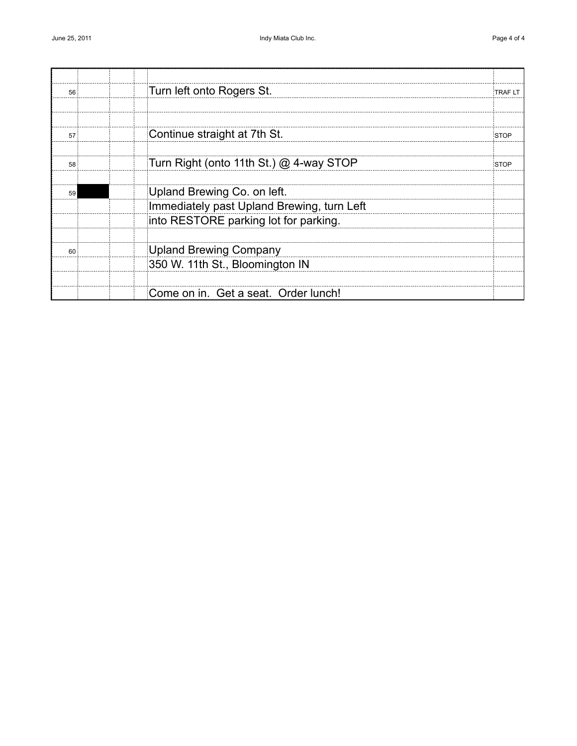| | | | | | |
|---|---|---|---|---|---|
| | | | | | |
| 56 | | | | Turn left onto Rogers St. | TRAF LT |
| | | | | | |
| | | | | | |
| 57 | | | | Continue straight at 7th St. | STOP |
| | | | | | |
| 58 | | | | Turn Right (onto 11th St.) @ 4-way STOP | STOP |
| | | | | | |
| 59 | | | | Upland Brewing Co. on left. | |
| | | | | Immediately past Upland Brewing, turn Left | |
| | | | | into RESTORE parking lot for parking. | |
| | | | | | |
| 60 | | | | Upland Brewing Company | |
| | | | | 350 W. 11th St., Bloomington IN | |
| | | | | | |
| | | | | Come on in.  Get a seat.  Order lunch! | |